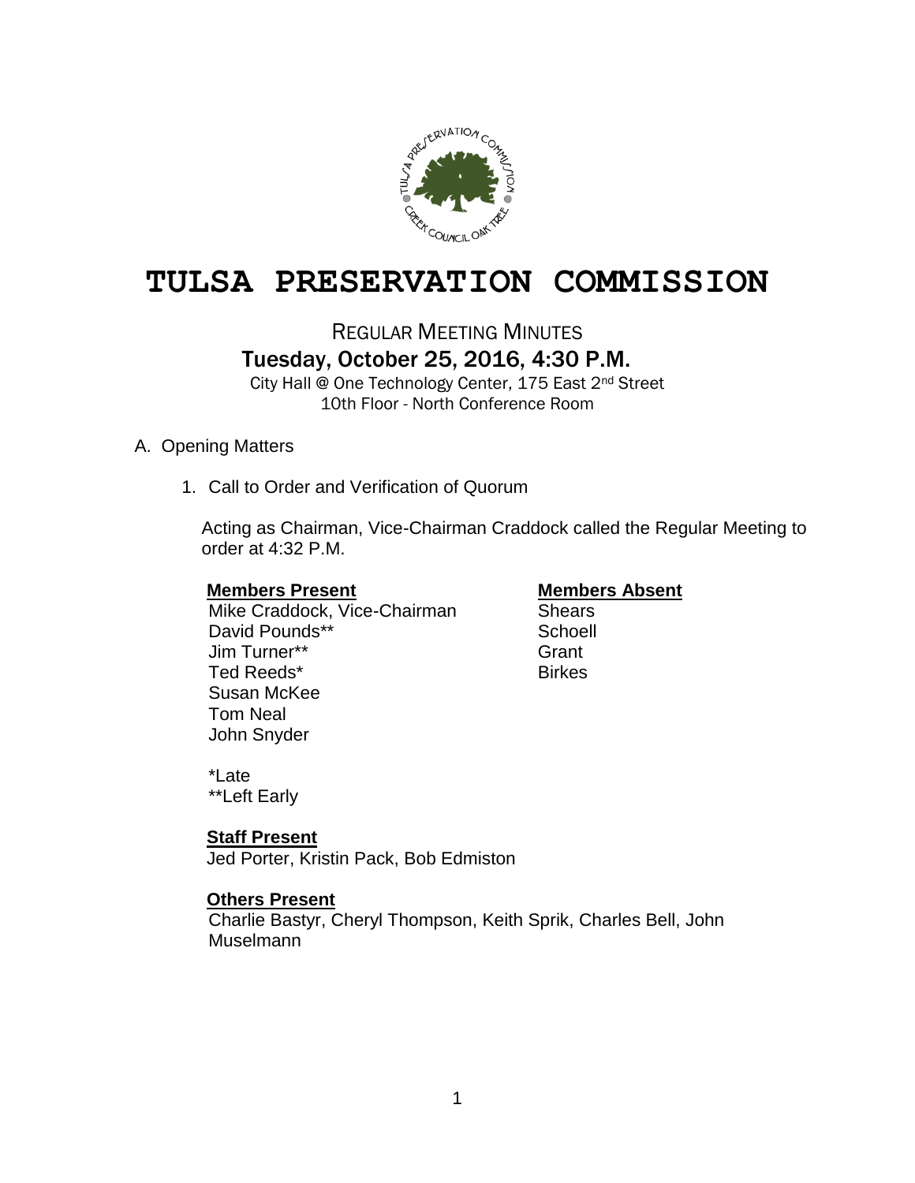# TULSA PRESERVATION COMMISSION

REGULAR MEETING MINUTES

## Tuesday, October 25, 2016, 4:30 P.M.

City Hall @ One Technology Center, 175 East 2nd Street
10th Floor - North Conference Room

A. Opening Matters

1. Call to Order and Verification of Quorum

Acting as Chairman, Vice-Chairman Craddock called the Regular Meeting to order at 4:32 P.M.

| **Members Present** | **Members Absent** |
|---|---|
| Mike Craddock, Vice-Chairman | Shears |
| David Pounds** | Schoell |
| Jim Turner** | Grant |
| Ted Reeds* | Birkes |
| Susan McKee | |
| Tom Neal | |
| John Snyder | |

*Late
**Left Early

**Staff Present**
Jed Porter, Kristin Pack, Bob Edmiston

**Others Present**
Charlie Bastyr, Cheryl Thompson, Keith Sprik, Charles Bell, John Muselmann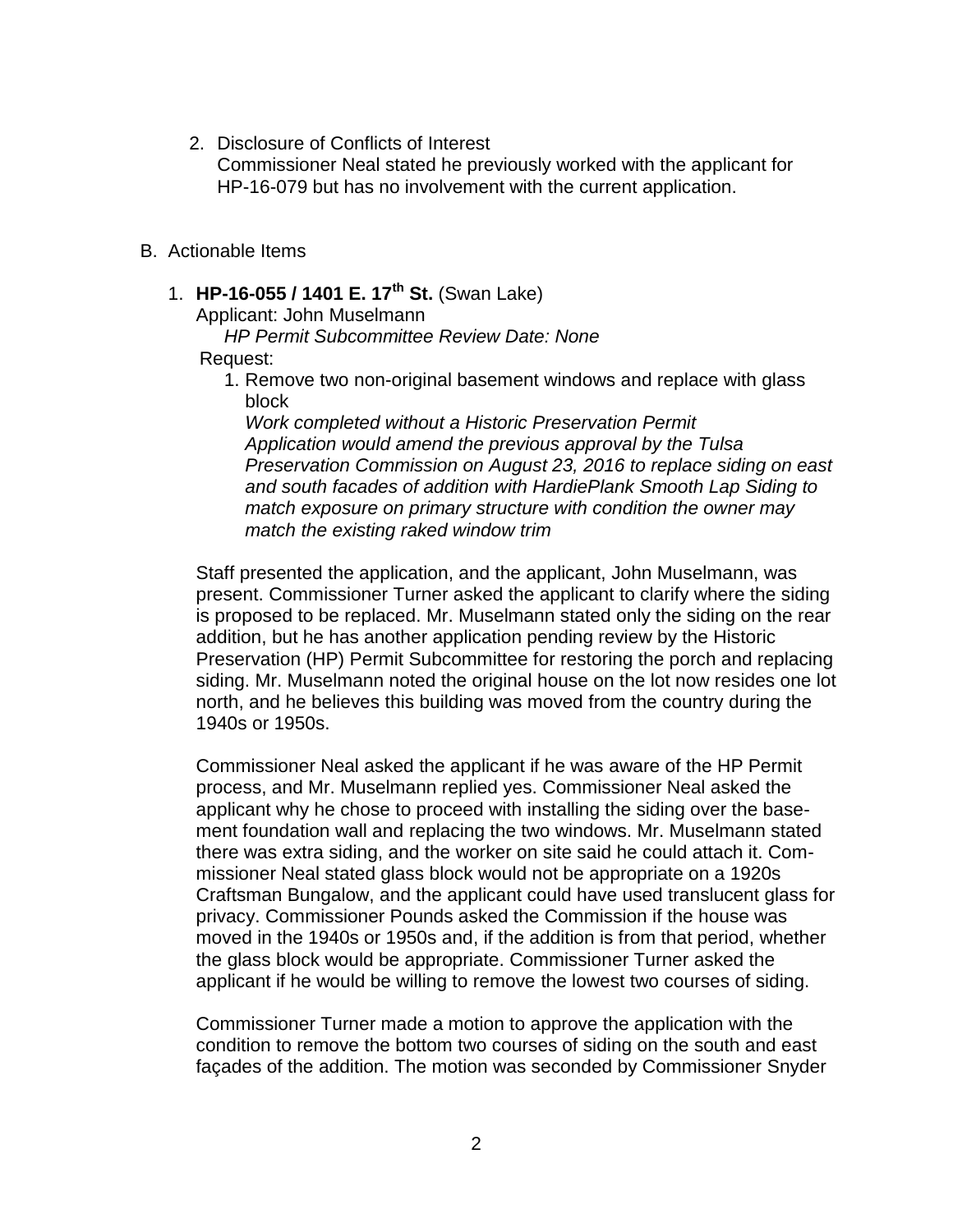2. Disclosure of Conflicts of Interest
   Commissioner Neal stated he previously worked with the applicant for HP-16-079 but has no involvement with the current application.

B. Actionable Items

1. **HP-16-055 / 1401 E. 17th St.** (Swan Lake)
   Applicant: John Muselmann
   *HP Permit Subcommittee Review Date: None*
   Request:
   1. Remove two non-original basement windows and replace with glass block
      *Work completed without a Historic Preservation Permit*
      *Application would amend the previous approval by the Tulsa Preservation Commission on August 23, 2016 to replace siding on east and south facades of addition with HardiePlank Smooth Lap Siding to match exposure on primary structure with condition the owner may match the existing raked window trim*

   Staff presented the application, and the applicant, John Muselmann, was present. Commissioner Turner asked the applicant to clarify where the siding is proposed to be replaced. Mr. Muselmann stated only the siding on the rear addition, but he has another application pending review by the Historic Preservation (HP) Permit Subcommittee for restoring the porch and replacing siding. Mr. Muselmann noted the original house on the lot now resides one lot north, and he believes this building was moved from the country during the 1940s or 1950s.

   Commissioner Neal asked the applicant if he was aware of the HP Permit process, and Mr. Muselmann replied yes. Commissioner Neal asked the applicant why he chose to proceed with installing the siding over the basement foundation wall and replacing the two windows. Mr. Muselmann stated there was extra siding, and the worker on site said he could attach it. Commissioner Neal stated glass block would not be appropriate on a 1920s Craftsman Bungalow, and the applicant could have used translucent glass for privacy. Commissioner Pounds asked the Commission if the house was moved in the 1940s or 1950s and, if the addition is from that period, whether the glass block would be appropriate. Commissioner Turner asked the applicant if he would be willing to remove the lowest two courses of siding.

   Commissioner Turner made a motion to approve the application with the condition to remove the bottom two courses of siding on the south and east façades of the addition. The motion was seconded by Commissioner Snyder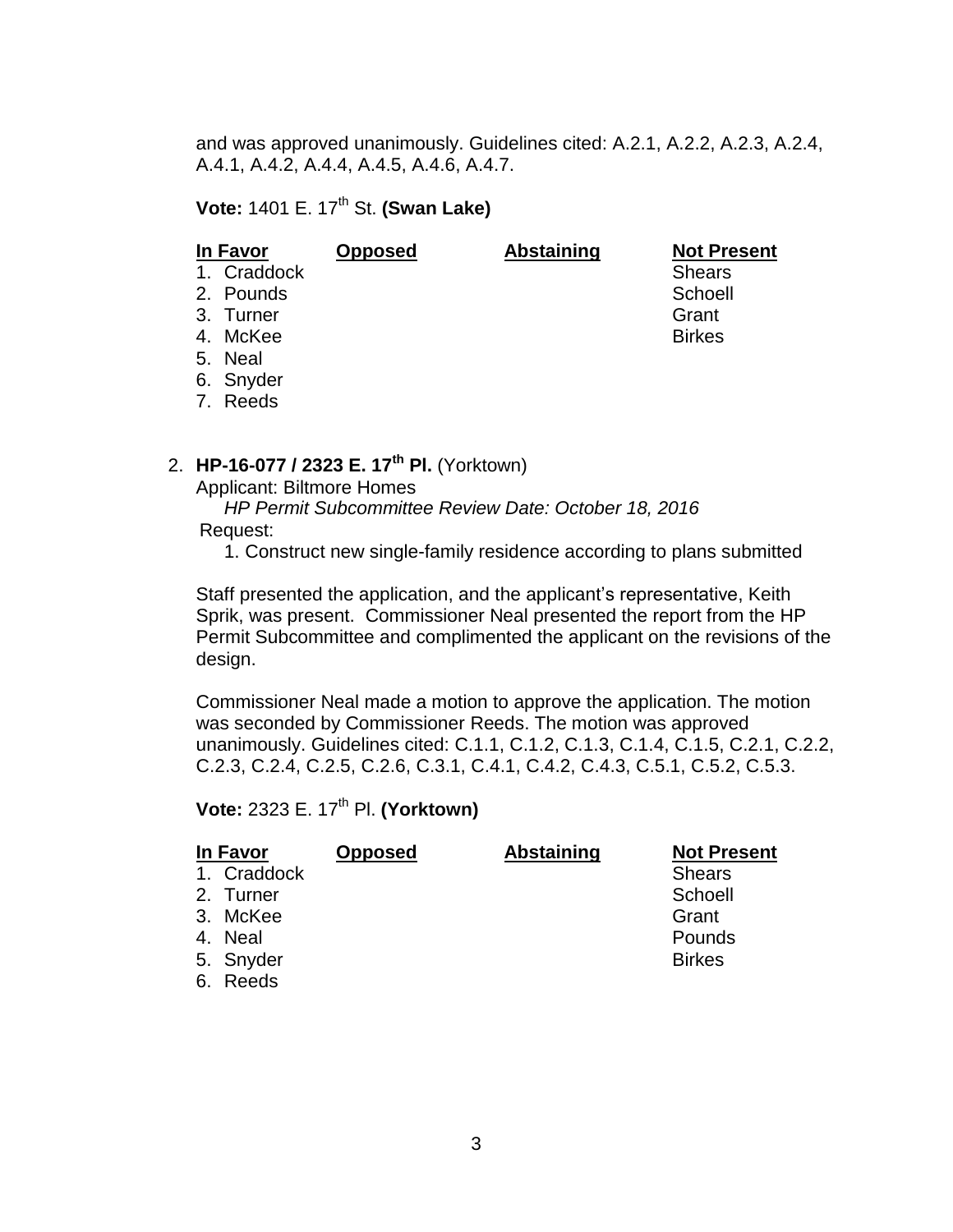and was approved unanimously. Guidelines cited: A.2.1, A.2.2, A.2.3, A.2.4, A.4.1, A.4.2, A.4.4, A.4.5, A.4.6, A.4.7.

**Vote:** 1401 E. 17th St. **(Swan Lake)**

| In Favor | Opposed | Abstaining | Not Present |
|---|---|---|---|
| 1. Craddock | | | Shears |
| 2. Pounds | | | Schoell |
| 3. Turner | | | Grant |
| 4. McKee | | | Birkes |
| 5. Neal | | | |
| 6. Snyder | | | |
| 7. Reeds | | | |

2. **HP-16-077 / 2323 E. 17th Pl.** (Yorktown)
   Applicant: Biltmore Homes
   *HP Permit Subcommittee Review Date: October 18, 2016*
   Request:
   1. Construct new single-family residence according to plans submitted

   Staff presented the application, and the applicant's representative, Keith Sprik, was present. Commissioner Neal presented the report from the HP Permit Subcommittee and complimented the applicant on the revisions of the design.

   Commissioner Neal made a motion to approve the application. The motion was seconded by Commissioner Reeds. The motion was approved unanimously. Guidelines cited: C.1.1, C.1.2, C.1.3, C.1.4, C.1.5, C.2.1, C.2.2, C.2.3, C.2.4, C.2.5, C.2.6, C.3.1, C.4.1, C.4.2, C.4.3, C.5.1, C.5.2, C.5.3.

**Vote:** 2323 E. 17th Pl. **(Yorktown)**

| In Favor | Opposed | Abstaining | Not Present |
|---|---|---|---|
| 1. Craddock | | | Shears |
| 2. Turner | | | Schoell |
| 3. McKee | | | Grant |
| 4. Neal | | | Pounds |
| 5. Snyder | | | Birkes |
| 6. Reeds | | | |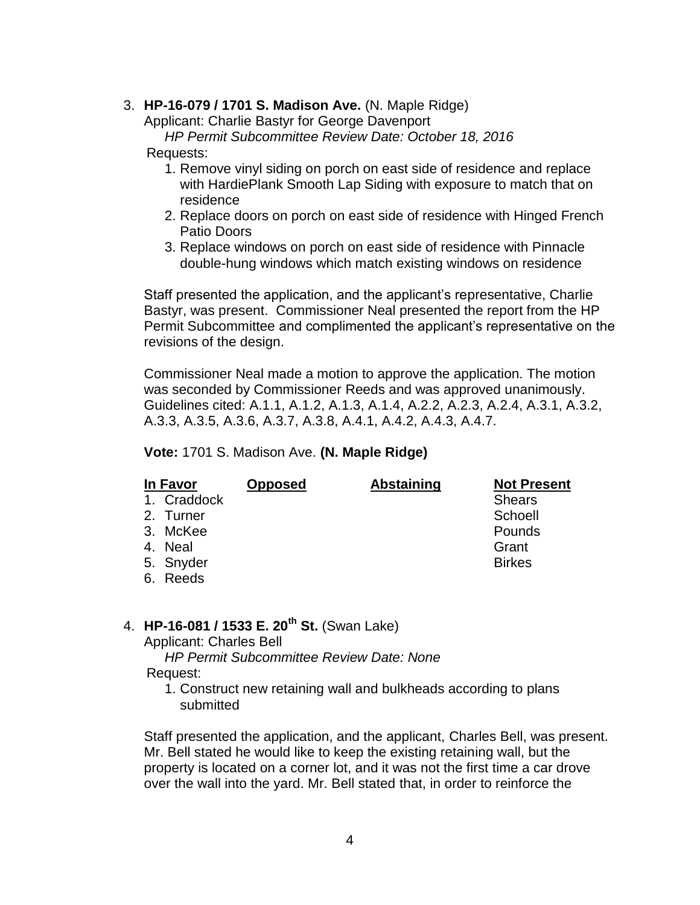3. **HP-16-079 / 1701 S. Madison Ave.** (N. Maple Ridge)

   Applicant: Charlie Bastyr for George Davenport

   *HP Permit Subcommittee Review Date: October 18, 2016*

   Requests:

   1. Remove vinyl siding on porch on east side of residence and replace with HardiePlank Smooth Lap Siding with exposure to match that on residence
   2. Replace doors on porch on east side of residence with Hinged French Patio Doors
   3. Replace windows on porch on east side of residence with Pinnacle double-hung windows which match existing windows on residence

   Staff presented the application, and the applicant's representative, Charlie Bastyr, was present. Commissioner Neal presented the report from the HP Permit Subcommittee and complimented the applicant's representative on the revisions of the design.

   Commissioner Neal made a motion to approve the application. The motion was seconded by Commissioner Reeds and was approved unanimously. Guidelines cited: A.1.1, A.1.2, A.1.3, A.1.4, A.2.2, A.2.3, A.2.4, A.3.1, A.3.2, A.3.3, A.3.5, A.3.6, A.3.7, A.3.8, A.4.1, A.4.2, A.4.3, A.4.7.

   **Vote:** 1701 S. Madison Ave. **(N. Maple Ridge)**

   | In Favor | Opposed | Abstaining | Not Present |
   |---|---|---|---|
   | 1. Craddock | | | Shears |
   | 2. Turner | | | Schoell |
   | 3. McKee | | | Pounds |
   | 4. Neal | | | Grant |
   | 5. Snyder | | | Birkes |
   | 6. Reeds | | | |

4. **HP-16-081 / 1533 E. 20th St.** (Swan Lake)

   Applicant: Charles Bell

   *HP Permit Subcommittee Review Date: None*

   Request:

   1. Construct new retaining wall and bulkheads according to plans submitted

   Staff presented the application, and the applicant, Charles Bell, was present. Mr. Bell stated he would like to keep the existing retaining wall, but the property is located on a corner lot, and it was not the first time a car drove over the wall into the yard. Mr. Bell stated that, in order to reinforce the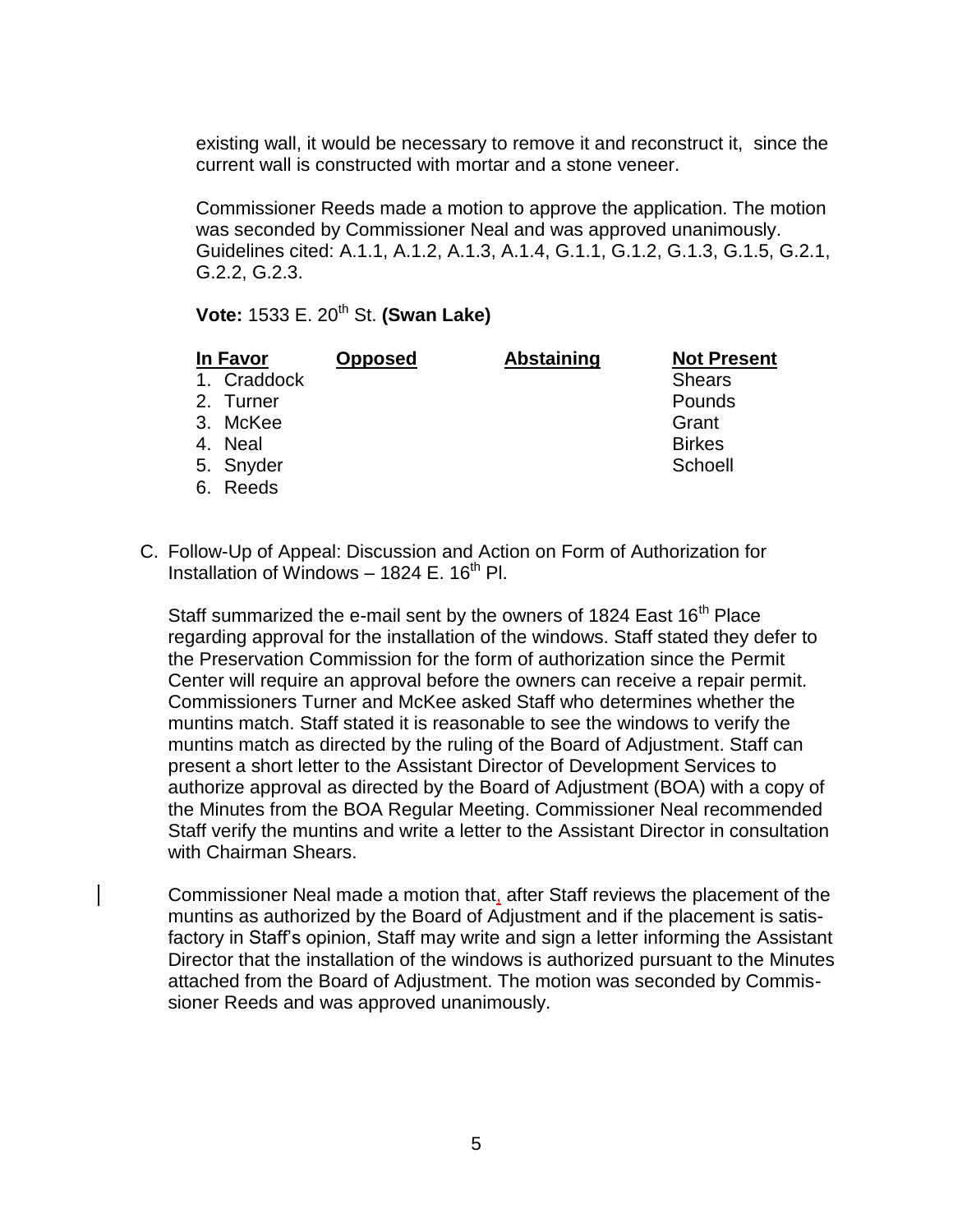existing wall, it would be necessary to remove it and reconstruct it, since the current wall is constructed with mortar and a stone veneer.

Commissioner Reeds made a motion to approve the application. The motion was seconded by Commissioner Neal and was approved unanimously. Guidelines cited: A.1.1, A.1.2, A.1.3, A.1.4, G.1.1, G.1.2, G.1.3, G.1.5, G.2.1, G.2.2, G.2.3.

**Vote:** 1533 E. 20th St. **(Swan Lake)**

| In Favor | Opposed | Abstaining | Not Present |
|---|---|---|---|
| 1. Craddock | | | Shears |
| 2. Turner | | | Pounds |
| 3. McKee | | | Grant |
| 4. Neal | | | Birkes |
| 5. Snyder | | | Schoell |
| 6. Reeds | | | |

C. Follow-Up of Appeal: Discussion and Action on Form of Authorization for Installation of Windows – 1824 E. 16th Pl.

Staff summarized the e-mail sent by the owners of 1824 East 16th Place regarding approval for the installation of the windows. Staff stated they defer to the Preservation Commission for the form of authorization since the Permit Center will require an approval before the owners can receive a repair permit. Commissioners Turner and McKee asked Staff who determines whether the muntins match. Staff stated it is reasonable to see the windows to verify the muntins match as directed by the ruling of the Board of Adjustment. Staff can present a short letter to the Assistant Director of Development Services to authorize approval as directed by the Board of Adjustment (BOA) with a copy of the Minutes from the BOA Regular Meeting. Commissioner Neal recommended Staff verify the muntins and write a letter to the Assistant Director in consultation with Chairman Shears.

Commissioner Neal made a motion that, after Staff reviews the placement of the muntins as authorized by the Board of Adjustment and if the placement is satisfactory in Staff's opinion, Staff may write and sign a letter informing the Assistant Director that the installation of the windows is authorized pursuant to the Minutes attached from the Board of Adjustment. The motion was seconded by Commissioner Reeds and was approved unanimously.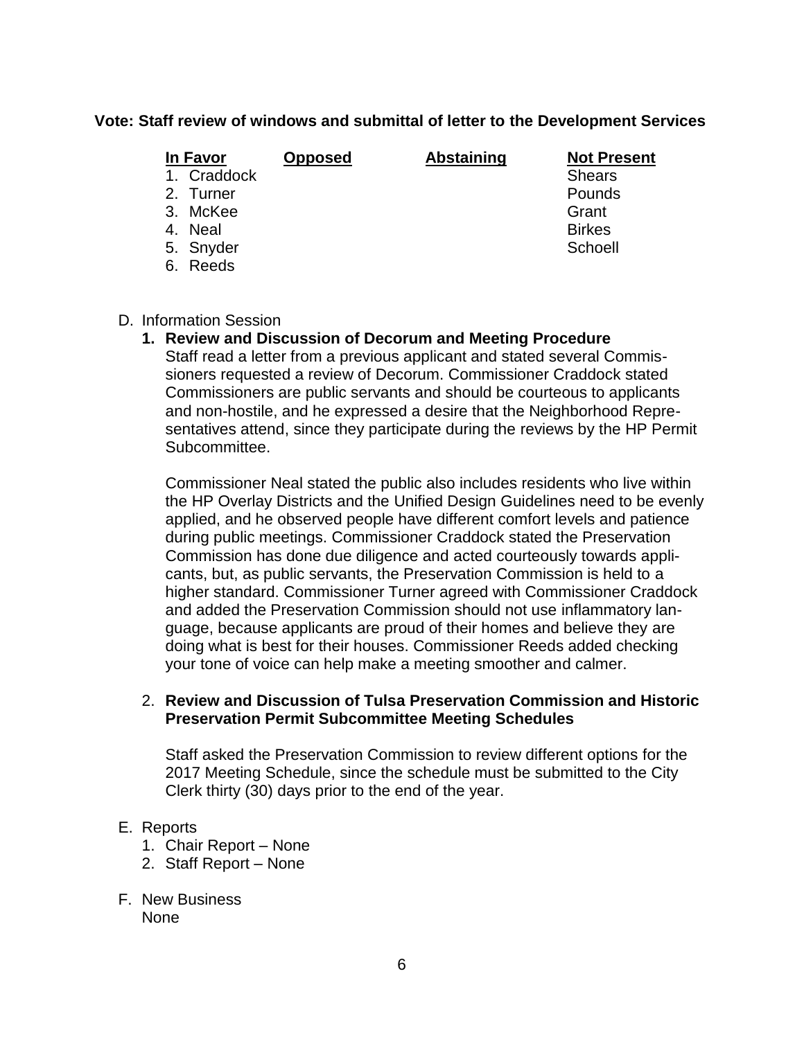**Vote: Staff review of windows and submittal of letter to the Development Services**

| In Favor | Opposed | Abstaining | Not Present |
|---|---|---|---|
| 1. Craddock | | | Shears |
| 2. Turner | | | Pounds |
| 3. McKee | | | Grant |
| 4. Neal | | | Birkes |
| 5. Snyder | | | Schoell |
| 6. Reeds | | | |

D. Information Session

1. **Review and Discussion of Decorum and Meeting Procedure**
   Staff read a letter from a previous applicant and stated several Commissioners requested a review of Decorum. Commissioner Craddock stated Commissioners are public servants and should be courteous to applicants and non-hostile, and he expressed a desire that the Neighborhood Representatives attend, since they participate during the reviews by the HP Permit Subcommittee.

   Commissioner Neal stated the public also includes residents who live within the HP Overlay Districts and the Unified Design Guidelines need to be evenly applied, and he observed people have different comfort levels and patience during public meetings. Commissioner Craddock stated the Preservation Commission has done due diligence and acted courteously towards applicants, but, as public servants, the Preservation Commission is held to a higher standard. Commissioner Turner agreed with Commissioner Craddock and added the Preservation Commission should not use inflammatory language, because applicants are proud of their homes and believe they are doing what is best for their houses. Commissioner Reeds added checking your tone of voice can help make a meeting smoother and calmer.

2. **Review and Discussion of Tulsa Preservation Commission and Historic Preservation Permit Subcommittee Meeting Schedules**

   Staff asked the Preservation Commission to review different options for the 2017 Meeting Schedule, since the schedule must be submitted to the City Clerk thirty (30) days prior to the end of the year.

E. Reports
   1. Chair Report – None
   2. Staff Report – None

F. New Business
   None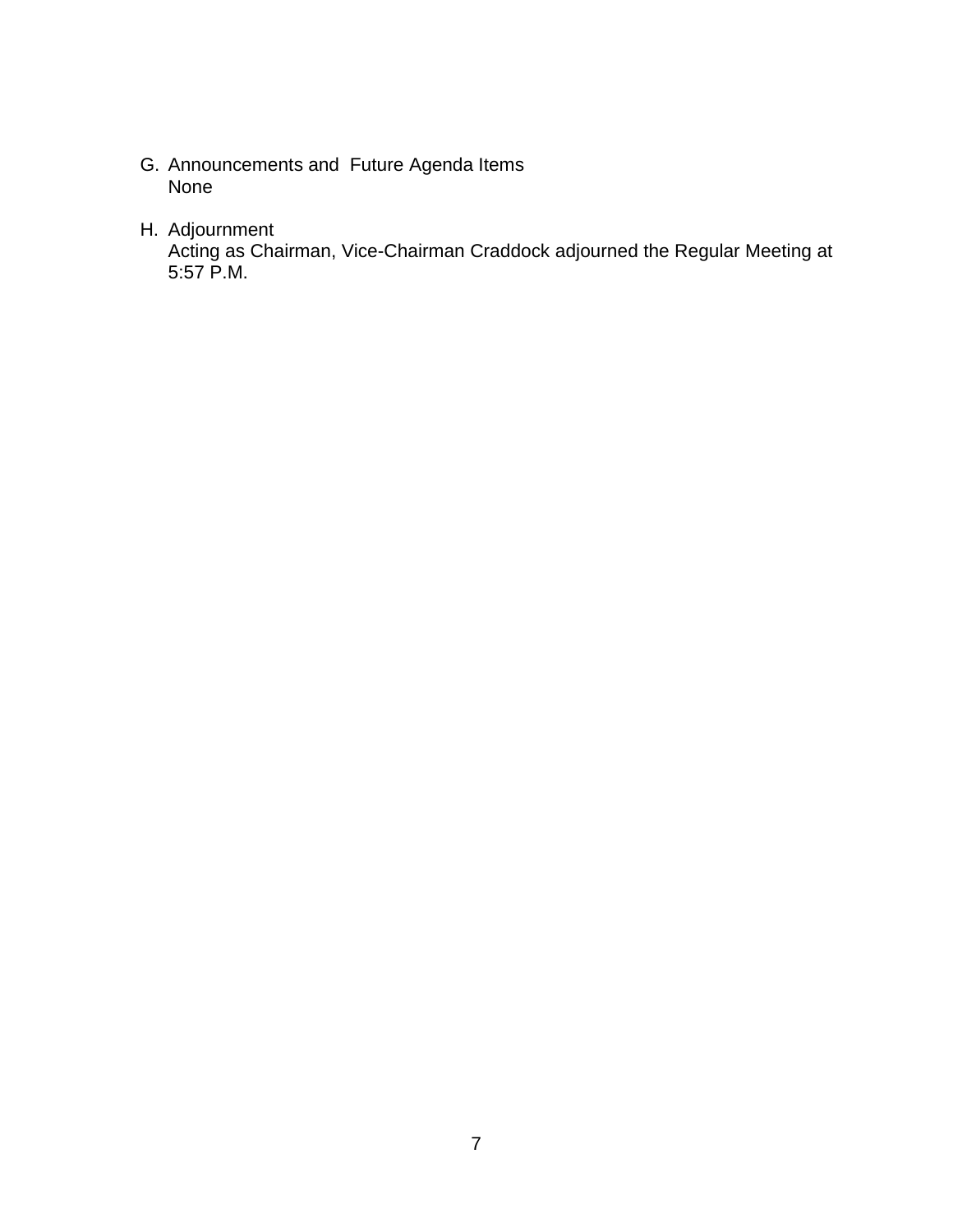G. Announcements and Future Agenda Items
   None

H. Adjournment
   Acting as Chairman, Vice-Chairman Craddock adjourned the Regular Meeting at 5:57 P.M.